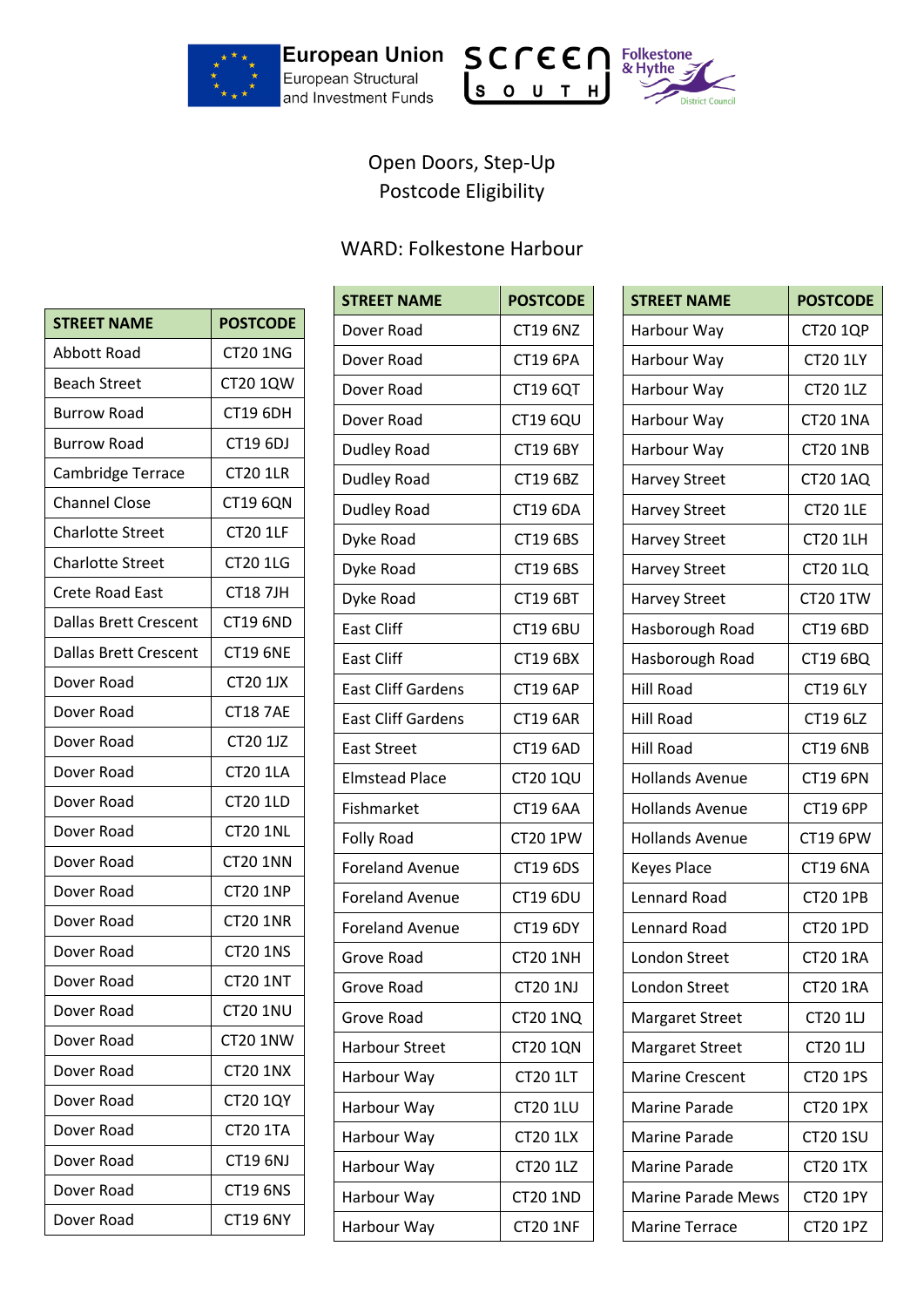European Union
European Structural and Investment Funds

SCREEN SOUTH

Folkestone & Hythe District Council

Open Doors, Step-Up
Postcode Eligibility

WARD: Folkestone Harbour

| STREET NAME | POSTCODE |
|---|---|
| Abbott Road | CT20 1NG |
| Beach Street | CT20 1QW |
| Burrow Road | CT19 6DH |
| Burrow Road | CT19 6DJ |
| Cambridge Terrace | CT20 1LR |
| Channel Close | CT19 6QN |
| Charlotte Street | CT20 1LF |
| Charlotte Street | CT20 1LG |
| Crete Road East | CT18 7JH |
| Dallas Brett Crescent | CT19 6ND |
| Dallas Brett Crescent | CT19 6NE |
| Dover Road | CT20 1JX |
| Dover Road | CT18 7AE |
| Dover Road | CT20 1JZ |
| Dover Road | CT20 1LA |
| Dover Road | CT20 1LD |
| Dover Road | CT20 1NL |
| Dover Road | CT20 1NN |
| Dover Road | CT20 1NP |
| Dover Road | CT20 1NR |
| Dover Road | CT20 1NS |
| Dover Road | CT20 1NT |
| Dover Road | CT20 1NU |
| Dover Road | CT20 1NW |
| Dover Road | CT20 1NX |
| Dover Road | CT20 1QY |
| Dover Road | CT20 1TA |
| Dover Road | CT19 6NJ |
| Dover Road | CT19 6NS |
| Dover Road | CT19 6NY |
| Dover Road | CT19 6NZ |
| Dover Road | CT19 6PA |
| Dover Road | CT19 6QT |
| Dover Road | CT19 6QU |
| Dudley Road | CT19 6BY |
| Dudley Road | CT19 6BZ |
| Dudley Road | CT19 6DA |
| Dyke Road | CT19 6BS |
| Dyke Road | CT19 6BS |
| Dyke Road | CT19 6BT |
| East Cliff | CT19 6BU |
| East Cliff | CT19 6BX |
| East Cliff Gardens | CT19 6AP |
| East Cliff Gardens | CT19 6AR |
| East Street | CT19 6AD |
| Elmstead Place | CT20 1QU |
| Fishmarket | CT19 6AA |
| Folly Road | CT20 1PW |
| Foreland Avenue | CT19 6DS |
| Foreland Avenue | CT19 6DU |
| Foreland Avenue | CT19 6DY |
| Grove Road | CT20 1NH |
| Grove Road | CT20 1NJ |
| Grove Road | CT20 1NQ |
| Harbour Street | CT20 1QN |
| Harbour Way | CT20 1LT |
| Harbour Way | CT20 1LU |
| Harbour Way | CT20 1LX |
| Harbour Way | CT20 1LZ |
| Harbour Way | CT20 1ND |
| Harbour Way | CT20 1NF |
| Harbour Way | CT20 1QP |
| Harbour Way | CT20 1LY |
| Harbour Way | CT20 1LZ |
| Harbour Way | CT20 1NA |
| Harbour Way | CT20 1NB |
| Harvey Street | CT20 1AQ |
| Harvey Street | CT20 1LE |
| Harvey Street | CT20 1LH |
| Harvey Street | CT20 1LQ |
| Harvey Street | CT20 1TW |
| Hasborough Road | CT19 6BD |
| Hasborough Road | CT19 6BQ |
| Hill Road | CT19 6LY |
| Hill Road | CT19 6LZ |
| Hill Road | CT19 6NB |
| Hollands Avenue | CT19 6PN |
| Hollands Avenue | CT19 6PP |
| Hollands Avenue | CT19 6PW |
| Keyes Place | CT19 6NA |
| Lennard Road | CT20 1PB |
| Lennard Road | CT20 1PD |
| London Street | CT20 1RA |
| London Street | CT20 1RA |
| Margaret Street | CT20 1LJ |
| Margaret Street | CT20 1LJ |
| Marine Crescent | CT20 1PS |
| Marine Parade | CT20 1PX |
| Marine Parade | CT20 1SU |
| Marine Parade | CT20 1TX |
| Marine Parade Mews | CT20 1PY |
| Marine Terrace | CT20 1PZ |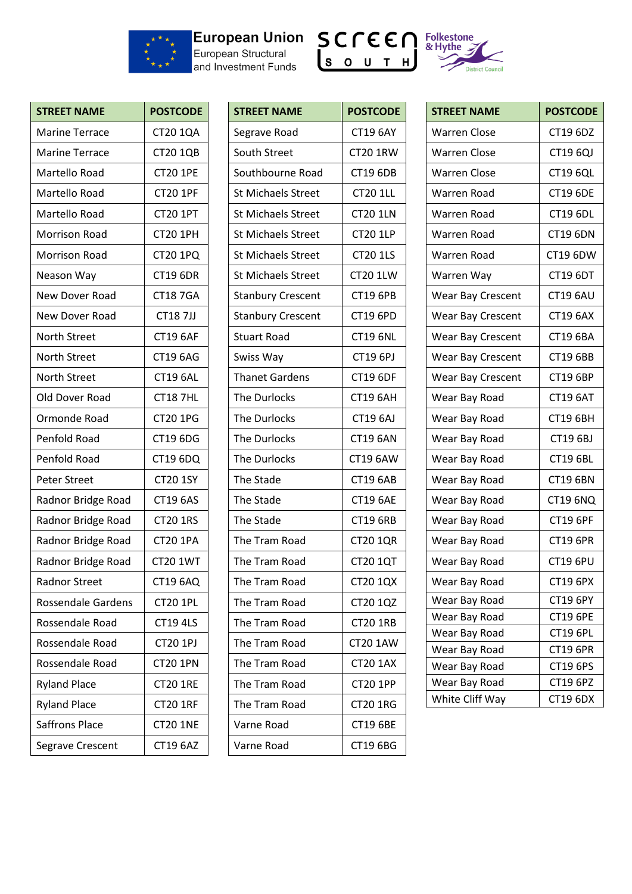European Union
European Structural and Investment Funds

SCREEN SOUTH

Folkestone & Hythe District Council

| STREET NAME | POSTCODE |
| --- | --- |
| Marine Terrace | CT20 1QA |
| Marine Terrace | CT20 1QB |
| Martello Road | CT20 1PE |
| Martello Road | CT20 1PF |
| Martello Road | CT20 1PT |
| Morrison Road | CT20 1PH |
| Morrison Road | CT20 1PQ |
| Neason Way | CT19 6DR |
| New Dover Road | CT18 7GA |
| New Dover Road | CT18 7JJ |
| North Street | CT19 6AF |
| North Street | CT19 6AG |
| North Street | CT19 6AL |
| Old Dover Road | CT18 7HL |
| Ormonde Road | CT20 1PG |
| Penfold Road | CT19 6DG |
| Penfold Road | CT19 6DQ |
| Peter Street | CT20 1SY |
| Radnor Bridge Road | CT19 6AS |
| Radnor Bridge Road | CT20 1RS |
| Radnor Bridge Road | CT20 1PA |
| Radnor Bridge Road | CT20 1WT |
| Radnor Street | CT19 6AQ |
| Rossendale Gardens | CT20 1PL |
| Rossendale Road | CT19 4LS |
| Rossendale Road | CT20 1PJ |
| Rossendale Road | CT20 1PN |
| Ryland Place | CT20 1RE |
| Ryland Place | CT20 1RF |
| Saffrons Place | CT20 1NE |
| Segrave Crescent | CT19 6AZ |

| STREET NAME | POSTCODE |
| --- | --- |
| Segrave Road | CT19 6AY |
| South Street | CT20 1RW |
| Southbourne Road | CT19 6DB |
| St Michaels Street | CT20 1LL |
| St Michaels Street | CT20 1LN |
| St Michaels Street | CT20 1LP |
| St Michaels Street | CT20 1LS |
| St Michaels Street | CT20 1LW |
| Stanbury Crescent | CT19 6PB |
| Stanbury Crescent | CT19 6PD |
| Stuart Road | CT19 6NL |
| Swiss Way | CT19 6PJ |
| Thanet Gardens | CT19 6DF |
| The Durlocks | CT19 6AH |
| The Durlocks | CT19 6AJ |
| The Durlocks | CT19 6AN |
| The Durlocks | CT19 6AW |
| The Stade | CT19 6AB |
| The Stade | CT19 6AE |
| The Stade | CT19 6RB |
| The Tram Road | CT20 1QR |
| The Tram Road | CT20 1QT |
| The Tram Road | CT20 1QX |
| The Tram Road | CT20 1QZ |
| The Tram Road | CT20 1RB |
| The Tram Road | CT20 1AW |
| The Tram Road | CT20 1AX |
| The Tram Road | CT20 1PP |
| The Tram Road | CT20 1RG |
| Varne Road | CT19 6BE |
| Varne Road | CT19 6BG |

| STREET NAME | POSTCODE |
| --- | --- |
| Warren Close | CT19 6DZ |
| Warren Close | CT19 6QJ |
| Warren Close | CT19 6QL |
| Warren Road | CT19 6DE |
| Warren Road | CT19 6DL |
| Warren Road | CT19 6DN |
| Warren Road | CT19 6DW |
| Warren Way | CT19 6DT |
| Wear Bay Crescent | CT19 6AU |
| Wear Bay Crescent | CT19 6AX |
| Wear Bay Crescent | CT19 6BA |
| Wear Bay Crescent | CT19 6BB |
| Wear Bay Crescent | CT19 6BP |
| Wear Bay Road | CT19 6AT |
| Wear Bay Road | CT19 6BH |
| Wear Bay Road | CT19 6BJ |
| Wear Bay Road | CT19 6BL |
| Wear Bay Road | CT19 6BN |
| Wear Bay Road | CT19 6NQ |
| Wear Bay Road | CT19 6PF |
| Wear Bay Road | CT19 6PR |
| Wear Bay Road | CT19 6PU |
| Wear Bay Road | CT19 6PX |
| Wear Bay Road | CT19 6PY |
| Wear Bay Road | CT19 6PE |
| Wear Bay Road | CT19 6PL |
| Wear Bay Road | CT19 6PR |
| Wear Bay Road | CT19 6PS |
| Wear Bay Road | CT19 6PZ |
| White Cliff Way | CT19 6DX |